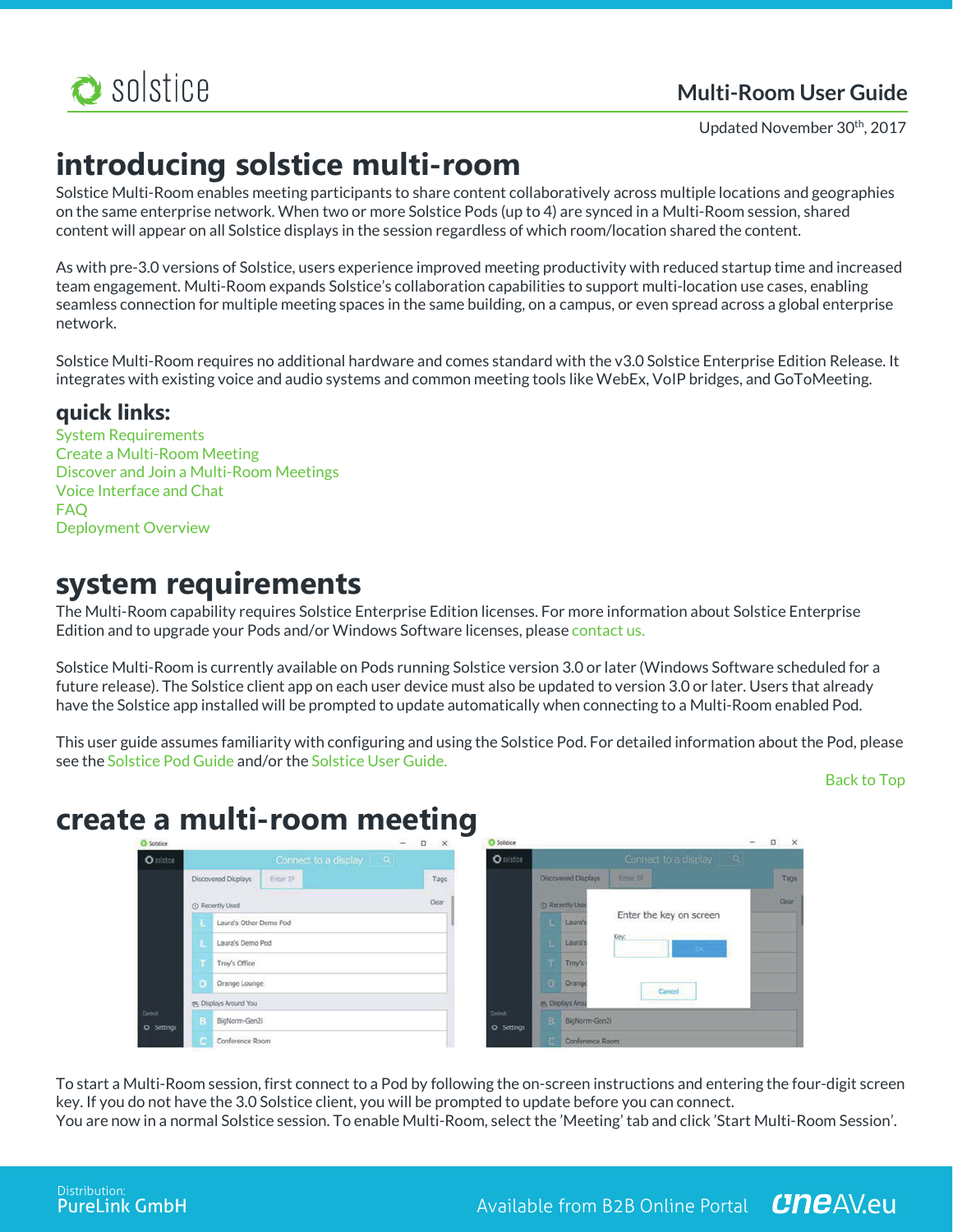Multi-Room User Guide

Updated November 30th, 2017

# introducing solstice multi-room

Solstice Multi-Room enables meeting participants to share content collaboratively across multiple locations and geographies on the same enterprise network. When two or more Solstice Pods (up to 4) are synced in a Multi-Room session, shared content will appear on all Solstice displays in the session regardless of which room/location shared the content.

As with pre-3.0 versions of Solstice, users experience improved meeting productivity with reduced startup time and increased team engagement. Multi-Room expands Solstice's collaboration capabilities to support multi-location use cases, enabling seamless connection for multiple meeting spaces in the same building, on a campus, or even spread across a global enterprise network.

Solstice Multi-Room requires no additional hardware and comes standard with the v3.0 Solstice Enterprise Edition Release. It integrates with existing voice and audio systems and common meeting tools like WebEx, VoIP bridges, and GoToMeeting.

## quick links:

System Requirements
Create a Multi-Room Meeting
Discover and Join a Multi-Room Meetings
Voice Interface and Chat
FAQ
Deployment Overview

# system requirements

The Multi-Room capability requires Solstice Enterprise Edition licenses. For more information about Solstice Enterprise Edition and to upgrade your Pods and/or Windows Software licenses, please contact us.

Solstice Multi-Room is currently available on Pods running Solstice version 3.0 or later (Windows Software scheduled for a future release). The Solstice client app on each user device must also be updated to version 3.0 or later. Users that already have the Solstice app installed will be prompted to update automatically when connecting to a Multi-Room enabled Pod.

This user guide assumes familiarity with configuring and using the Solstice Pod. For detailed information about the Pod, please see the Solstice Pod Guide and/or the Solstice User Guide.

Back to Top

# create a multi-room meeting

To start a Multi-Room session, first connect to a Pod by following the on-screen instructions and entering the four-digit screen key. If you do not have the 3.0 Solstice client, you will be prompted to update before you can connect.
You are now in a normal Solstice session. To enable Multi-Room, select the 'Meeting' tab and click 'Start Multi-Room Session'.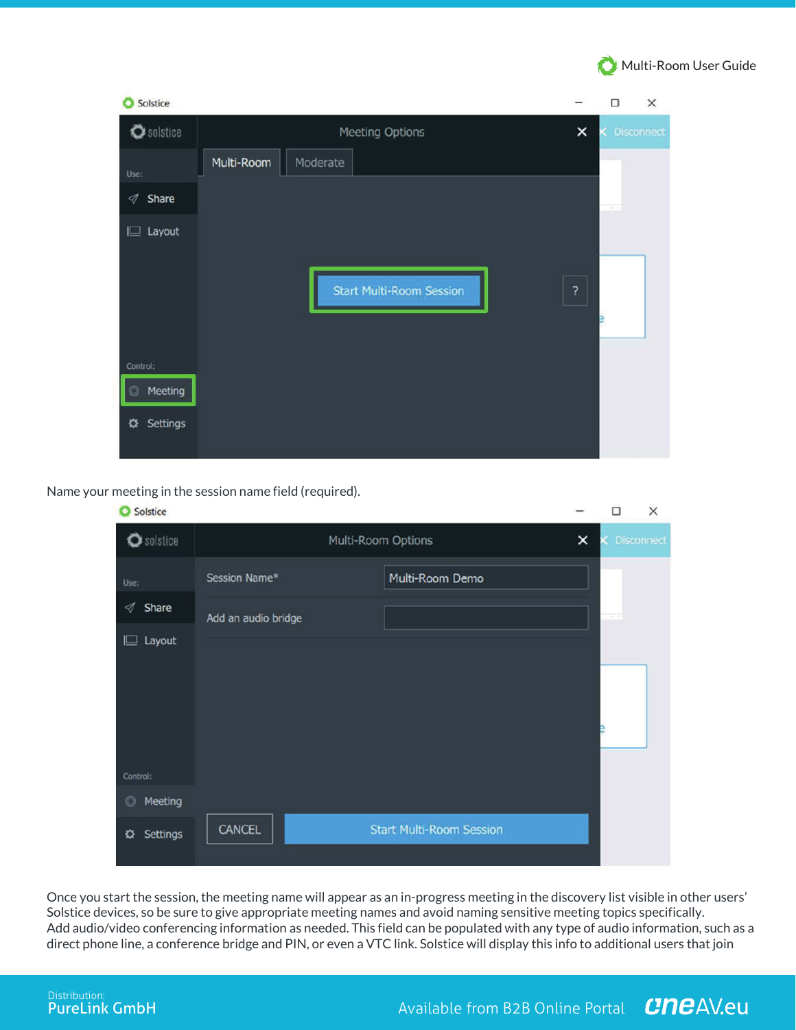Name your meeting in the session name field (required).

Once you start the session, the meeting name will appear as an in-progress meeting in the discovery list visible in other users' Solstice devices, so be sure to give appropriate meeting names and avoid naming sensitive meeting topics specifically.
Add audio/video conferencing information as needed. This field can be populated with any type of audio information, such as a direct phone line, a conference bridge and PIN, or even a VTC link. Solstice will display this info to additional users that join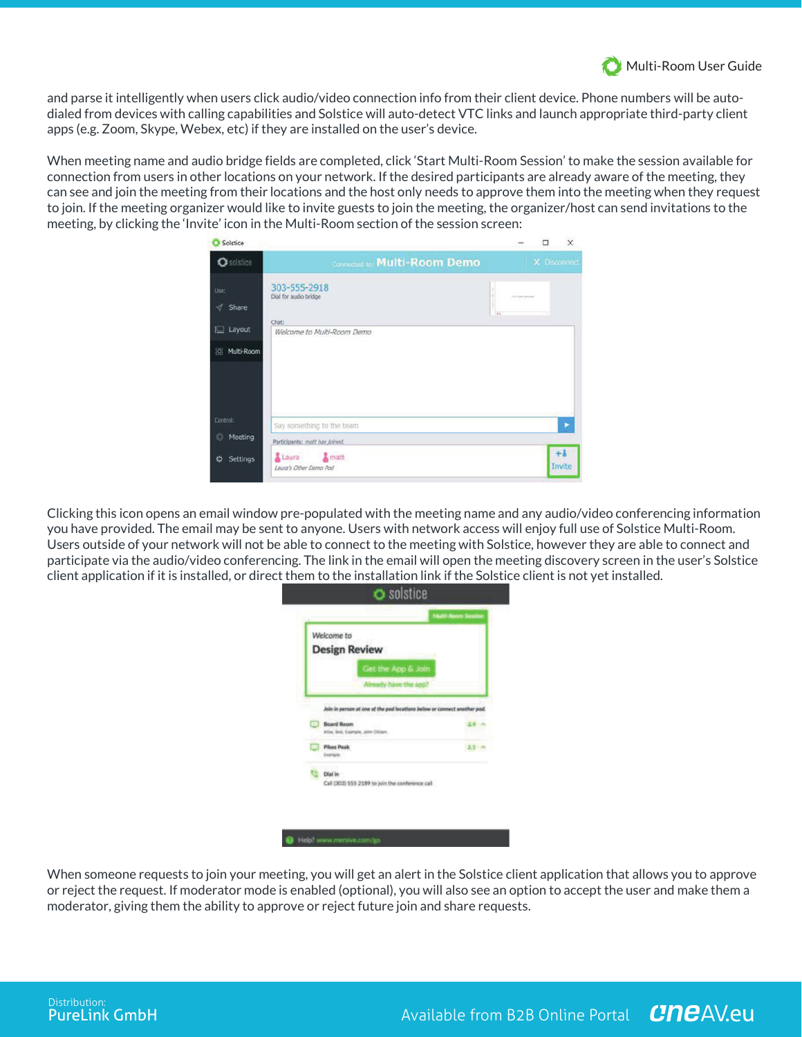and parse it intelligently when users click audio/video connection info from their client device. Phone numbers will be auto-dialed from devices with calling capabilities and Solstice will auto-detect VTC links and launch appropriate third-party client apps (e.g. Zoom, Skype, Webex, etc) if they are installed on the user's device.

When meeting name and audio bridge fields are completed, click 'Start Multi-Room Session' to make the session available for connection from users in other locations on your network. If the desired participants are already aware of the meeting, they can see and join the meeting from their locations and the host only needs to approve them into the meeting when they request to join. If the meeting organizer would like to invite guests to join the meeting, the organizer/host can send invitations to the meeting, by clicking the 'Invite' icon in the Multi-Room section of the session screen:

Clicking this icon opens an email window pre-populated with the meeting name and any audio/video conferencing information you have provided. The email may be sent to anyone. Users with network access will enjoy full use of Solstice Multi-Room. Users outside of your network will not be able to connect to the meeting with Solstice, however they are able to connect and participate via the audio/video conferencing. The link in the email will open the meeting discovery screen in the user's Solstice client application if it is installed, or direct them to the installation link if the Solstice client is not yet installed.

When someone requests to join your meeting, you will get an alert in the Solstice client application that allows you to approve or reject the request. If moderator mode is enabled (optional), you will also see an option to accept the user and make them a moderator, giving them the ability to approve or reject future join and share requests.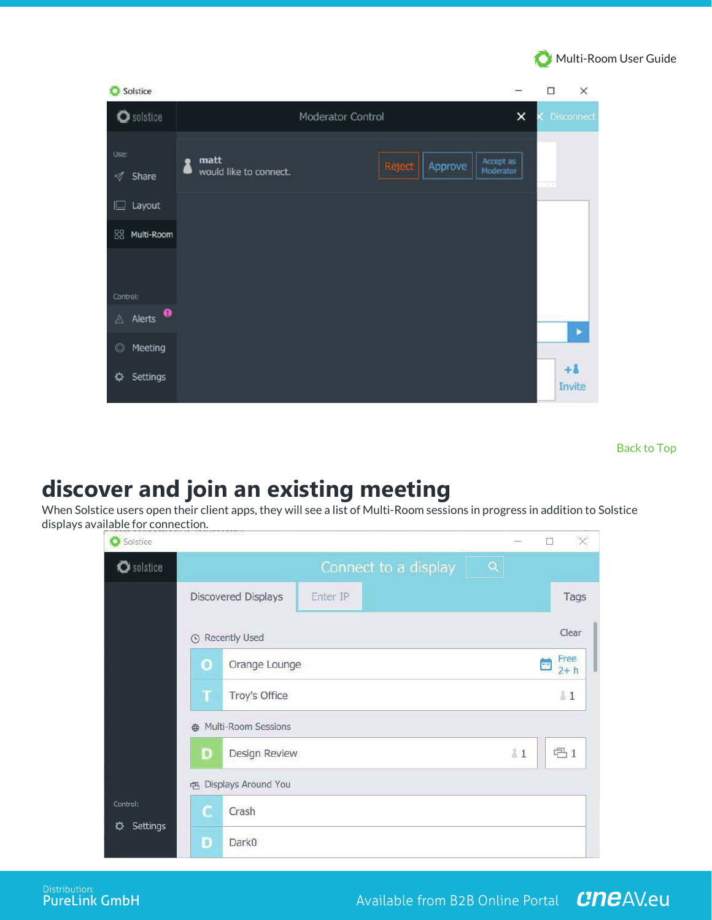Back to Top

## discover and join an existing meeting

When Solstice users open their client apps, they will see a list of Multi-Room sessions in progress in addition to Solstice displays available for connection.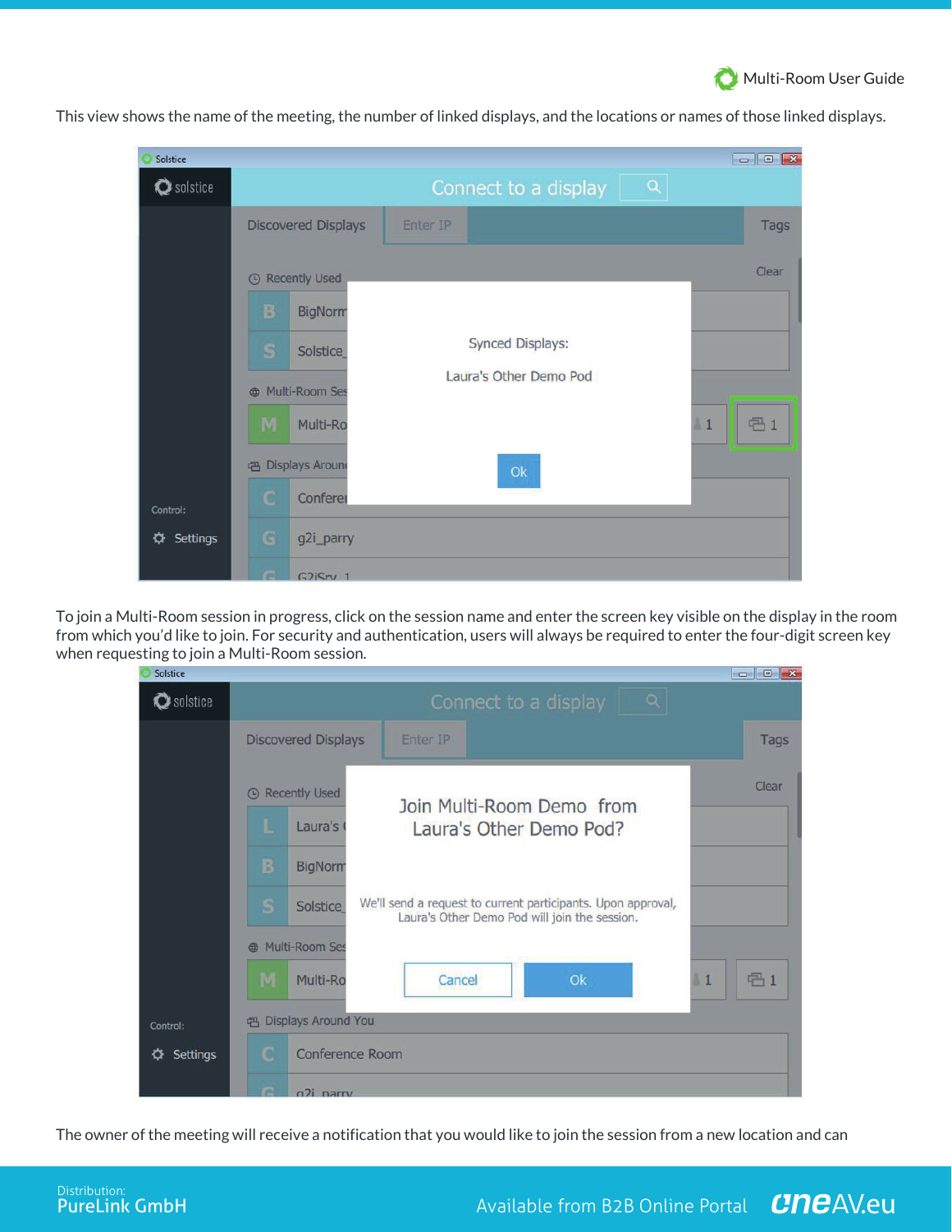This view shows the name of the meeting, the number of linked displays, and the locations or names of those linked displays.

To join a Multi-Room session in progress, click on the session name and enter the screen key visible on the display in the room from which you'd like to join. For security and authentication, users will always be required to enter the four-digit screen key when requesting to join a Multi-Room session.

The owner of the meeting will receive a notification that you would like to join the session from a new location and can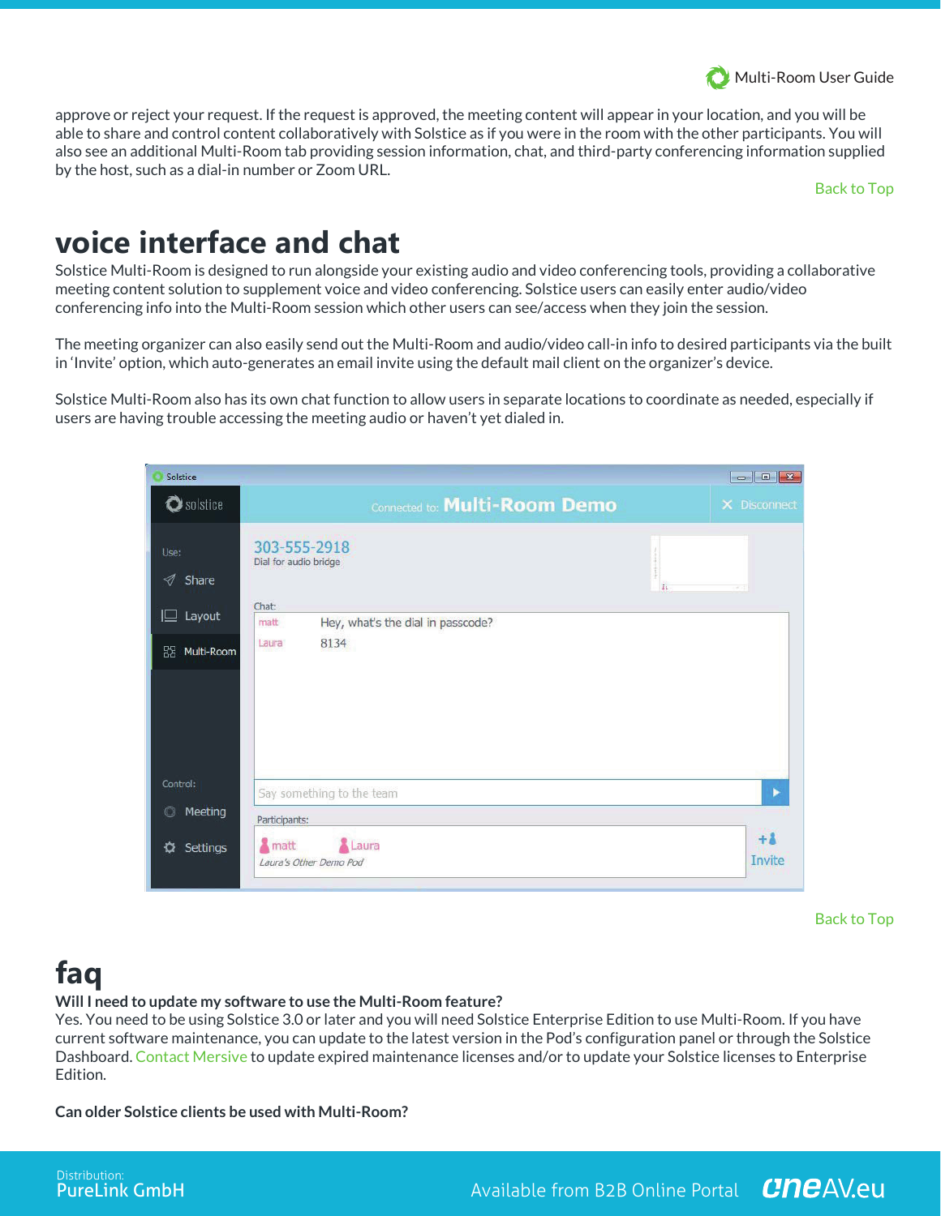approve or reject your request. If the request is approved, the meeting content will appear in your location, and you will be able to share and control content collaboratively with Solstice as if you were in the room with the other participants. You will also see an additional Multi-Room tab providing session information, chat, and third-party conferencing information supplied by the host, such as a dial-in number or Zoom URL.

Back to Top

# voice interface and chat

Solstice Multi-Room is designed to run alongside your existing audio and video conferencing tools, providing a collaborative meeting content solution to supplement voice and video conferencing. Solstice users can easily enter audio/video conferencing info into the Multi-Room session which other users can see/access when they join the session.

The meeting organizer can also easily send out the Multi-Room and audio/video call-in info to desired participants via the built in 'Invite' option, which auto-generates an email invite using the default mail client on the organizer's device.

Solstice Multi-Room also has its own chat function to allow users in separate locations to coordinate as needed, especially if users are having trouble accessing the meeting audio or haven't yet dialed in.

Back to Top

# faq

**Will I need to update my software to use the Multi-Room feature?**

Yes. You need to be using Solstice 3.0 or later and you will need Solstice Enterprise Edition to use Multi-Room. If you have current software maintenance, you can update to the latest version in the Pod's configuration panel or through the Solstice Dashboard. Contact Mersive to update expired maintenance licenses and/or to update your Solstice licenses to Enterprise Edition.

**Can older Solstice clients be used with Multi-Room?**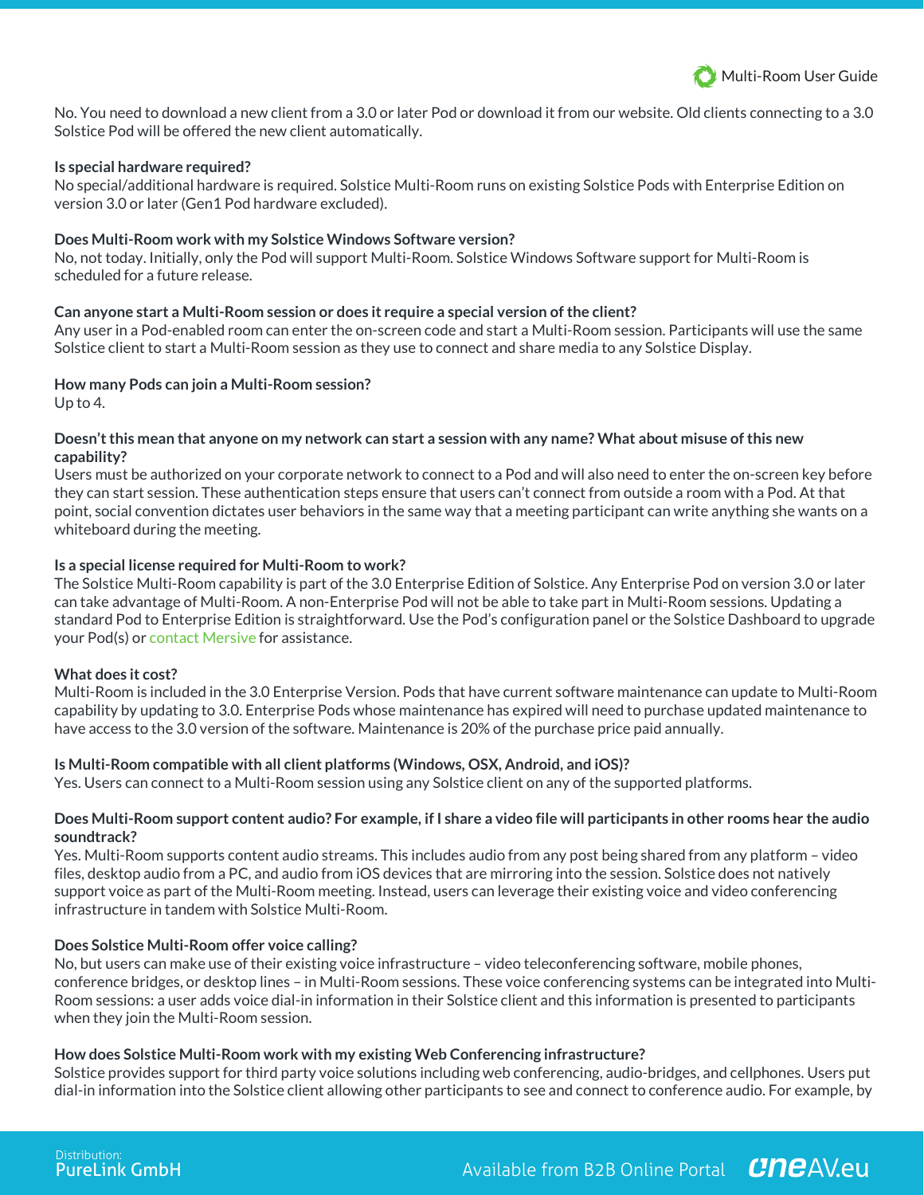No. You need to download a new client from a 3.0 or later Pod or download it from our website. Old clients connecting to a 3.0 Solstice Pod will be offered the new client automatically.

**Is special hardware required?**
No special/additional hardware is required. Solstice Multi-Room runs on existing Solstice Pods with Enterprise Edition on version 3.0 or later (Gen1 Pod hardware excluded).

**Does Multi-Room work with my Solstice Windows Software version?**
No, not today. Initially, only the Pod will support Multi-Room. Solstice Windows Software support for Multi-Room is scheduled for a future release.

**Can anyone start a Multi-Room session or does it require a special version of the client?**
Any user in a Pod-enabled room can enter the on-screen code and start a Multi-Room session. Participants will use the same Solstice client to start a Multi-Room session as they use to connect and share media to any Solstice Display.

**How many Pods can join a Multi-Room session?**
Up to 4.

**Doesn't this mean that anyone on my network can start a session with any name? What about misuse of this new capability?**
Users must be authorized on your corporate network to connect to a Pod and will also need to enter the on-screen key before they can start session. These authentication steps ensure that users can't connect from outside a room with a Pod. At that point, social convention dictates user behaviors in the same way that a meeting participant can write anything she wants on a whiteboard during the meeting.

**Is a special license required for Multi-Room to work?**
The Solstice Multi-Room capability is part of the 3.0 Enterprise Edition of Solstice. Any Enterprise Pod on version 3.0 or later can take advantage of Multi-Room. A non-Enterprise Pod will not be able to take part in Multi-Room sessions. Updating a standard Pod to Enterprise Edition is straightforward. Use the Pod's configuration panel or the Solstice Dashboard to upgrade your Pod(s) or contact Mersive for assistance.

**What does it cost?**
Multi-Room is included in the 3.0 Enterprise Version. Pods that have current software maintenance can update to Multi-Room capability by updating to 3.0. Enterprise Pods whose maintenance has expired will need to purchase updated maintenance to have access to the 3.0 version of the software. Maintenance is 20% of the purchase price paid annually.

**Is Multi-Room compatible with all client platforms (Windows, OSX, Android, and iOS)?**
Yes. Users can connect to a Multi-Room session using any Solstice client on any of the supported platforms.

**Does Multi-Room support content audio? For example, if I share a video file will participants in other rooms hear the audio soundtrack?**
Yes. Multi-Room supports content audio streams. This includes audio from any post being shared from any platform – video files, desktop audio from a PC, and audio from iOS devices that are mirroring into the session. Solstice does not natively support voice as part of the Multi-Room meeting. Instead, users can leverage their existing voice and video conferencing infrastructure in tandem with Solstice Multi-Room.

**Does Solstice Multi-Room offer voice calling?**
No, but users can make use of their existing voice infrastructure – video teleconferencing software, mobile phones, conference bridges, or desktop lines – in Multi-Room sessions. These voice conferencing systems can be integrated into Multi-Room sessions: a user adds voice dial-in information in their Solstice client and this information is presented to participants when they join the Multi-Room session.

**How does Solstice Multi-Room work with my existing Web Conferencing infrastructure?**
Solstice provides support for third party voice solutions including web conferencing, audio-bridges, and cellphones. Users put dial-in information into the Solstice client allowing other participants to see and connect to conference audio. For example, by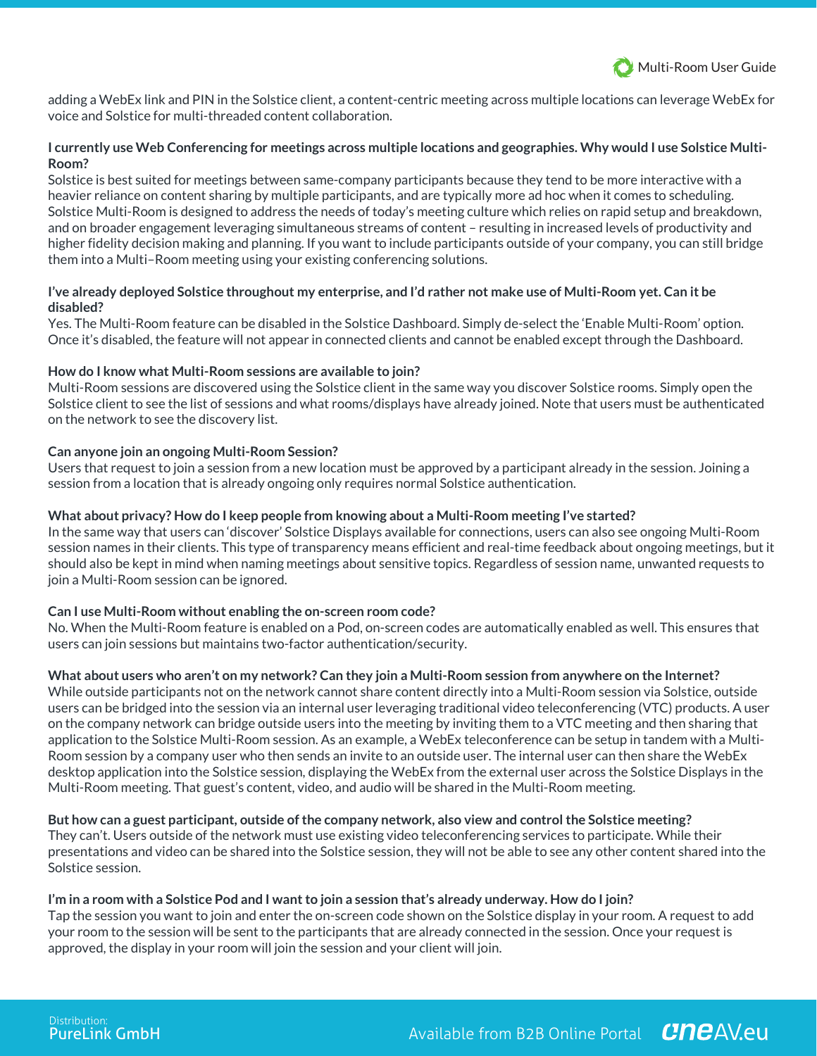adding a WebEx link and PIN in the Solstice client, a content-centric meeting across multiple locations can leverage WebEx for voice and Solstice for multi-threaded content collaboration.

**I currently use Web Conferencing for meetings across multiple locations and geographies. Why would I use Solstice Multi-Room?**

Solstice is best suited for meetings between same-company participants because they tend to be more interactive with a heavier reliance on content sharing by multiple participants, and are typically more ad hoc when it comes to scheduling. Solstice Multi-Room is designed to address the needs of today's meeting culture which relies on rapid setup and breakdown, and on broader engagement leveraging simultaneous streams of content – resulting in increased levels of productivity and higher fidelity decision making and planning. If you want to include participants outside of your company, you can still bridge them into a Multi–Room meeting using your existing conferencing solutions.

**I've already deployed Solstice throughout my enterprise, and I'd rather not make use of Multi-Room yet. Can it be disabled?**

Yes. The Multi-Room feature can be disabled in the Solstice Dashboard. Simply de-select the 'Enable Multi-Room' option. Once it's disabled, the feature will not appear in connected clients and cannot be enabled except through the Dashboard.

**How do I know what Multi-Room sessions are available to join?**

Multi-Room sessions are discovered using the Solstice client in the same way you discover Solstice rooms. Simply open the Solstice client to see the list of sessions and what rooms/displays have already joined. Note that users must be authenticated on the network to see the discovery list.

**Can anyone join an ongoing Multi-Room Session?**

Users that request to join a session from a new location must be approved by a participant already in the session. Joining a session from a location that is already ongoing only requires normal Solstice authentication.

**What about privacy? How do I keep people from knowing about a Multi-Room meeting I've started?**

In the same way that users can 'discover' Solstice Displays available for connections, users can also see ongoing Multi-Room session names in their clients. This type of transparency means efficient and real-time feedback about ongoing meetings, but it should also be kept in mind when naming meetings about sensitive topics. Regardless of session name, unwanted requests to join a Multi-Room session can be ignored.

**Can I use Multi-Room without enabling the on-screen room code?**

No. When the Multi-Room feature is enabled on a Pod, on-screen codes are automatically enabled as well. This ensures that users can join sessions but maintains two-factor authentication/security.

**What about users who aren't on my network? Can they join a Multi-Room session from anywhere on the Internet?**

While outside participants not on the network cannot share content directly into a Multi-Room session via Solstice, outside users can be bridged into the session via an internal user leveraging traditional video teleconferencing (VTC) products. A user on the company network can bridge outside users into the meeting by inviting them to a VTC meeting and then sharing that application to the Solstice Multi-Room session. As an example, a WebEx teleconference can be setup in tandem with a Multi-Room session by a company user who then sends an invite to an outside user. The internal user can then share the WebEx desktop application into the Solstice session, displaying the WebEx from the external user across the Solstice Displays in the Multi-Room meeting. That guest's content, video, and audio will be shared in the Multi-Room meeting.

**But how can a guest participant, outside of the company network, also view and control the Solstice meeting?**

They can't. Users outside of the network must use existing video teleconferencing services to participate. While their presentations and video can be shared into the Solstice session, they will not be able to see any other content shared into the Solstice session.

**I'm in a room with a Solstice Pod and I want to join a session that's already underway. How do I join?**

Tap the session you want to join and enter the on-screen code shown on the Solstice display in your room. A request to add your room to the session will be sent to the participants that are already connected in the session. Once your request is approved, the display in your room will join the session and your client will join.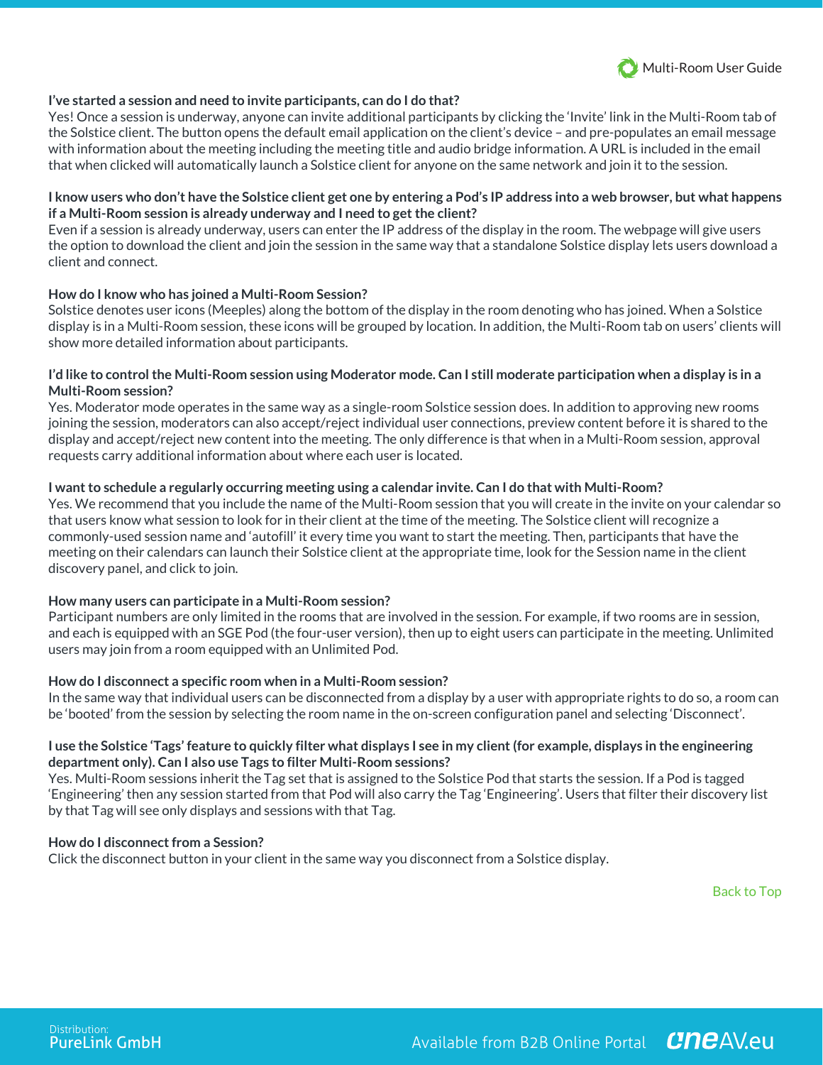**I've started a session and need to invite participants, can do I do that?**

Yes! Once a session is underway, anyone can invite additional participants by clicking the 'Invite' link in the Multi-Room tab of the Solstice client. The button opens the default email application on the client's device – and pre-populates an email message with information about the meeting including the meeting title and audio bridge information. A URL is included in the email that when clicked will automatically launch a Solstice client for anyone on the same network and join it to the session.

**I know users who don't have the Solstice client get one by entering a Pod's IP address into a web browser, but what happens if a Multi-Room session is already underway and I need to get the client?**

Even if a session is already underway, users can enter the IP address of the display in the room. The webpage will give users the option to download the client and join the session in the same way that a standalone Solstice display lets users download a client and connect.

**How do I know who has joined a Multi-Room Session?**

Solstice denotes user icons (Meeples) along the bottom of the display in the room denoting who has joined. When a Solstice display is in a Multi-Room session, these icons will be grouped by location. In addition, the Multi-Room tab on users' clients will show more detailed information about participants.

**I'd like to control the Multi-Room session using Moderator mode. Can I still moderate participation when a display is in a Multi-Room session?**

Yes. Moderator mode operates in the same way as a single-room Solstice session does. In addition to approving new rooms joining the session, moderators can also accept/reject individual user connections, preview content before it is shared to the display and accept/reject new content into the meeting. The only difference is that when in a Multi-Room session, approval requests carry additional information about where each user is located.

**I want to schedule a regularly occurring meeting using a calendar invite. Can I do that with Multi-Room?**

Yes. We recommend that you include the name of the Multi-Room session that you will create in the invite on your calendar so that users know what session to look for in their client at the time of the meeting. The Solstice client will recognize a commonly-used session name and 'autofill' it every time you want to start the meeting. Then, participants that have the meeting on their calendars can launch their Solstice client at the appropriate time, look for the Session name in the client discovery panel, and click to join.

**How many users can participate in a Multi-Room session?**

Participant numbers are only limited in the rooms that are involved in the session. For example, if two rooms are in session, and each is equipped with an SGE Pod (the four-user version), then up to eight users can participate in the meeting. Unlimited users may join from a room equipped with an Unlimited Pod.

**How do I disconnect a specific room when in a Multi-Room session?**

In the same way that individual users can be disconnected from a display by a user with appropriate rights to do so, a room can be 'booted' from the session by selecting the room name in the on-screen configuration panel and selecting 'Disconnect'.

**I use the Solstice 'Tags' feature to quickly filter what displays I see in my client (for example, displays in the engineering department only). Can I also use Tags to filter Multi-Room sessions?**

Yes. Multi-Room sessions inherit the Tag set that is assigned to the Solstice Pod that starts the session. If a Pod is tagged 'Engineering' then any session started from that Pod will also carry the Tag 'Engineering'. Users that filter their discovery list by that Tag will see only displays and sessions with that Tag.

**How do I disconnect from a Session?**

Click the disconnect button in your client in the same way you disconnect from a Solstice display.

Back to Top